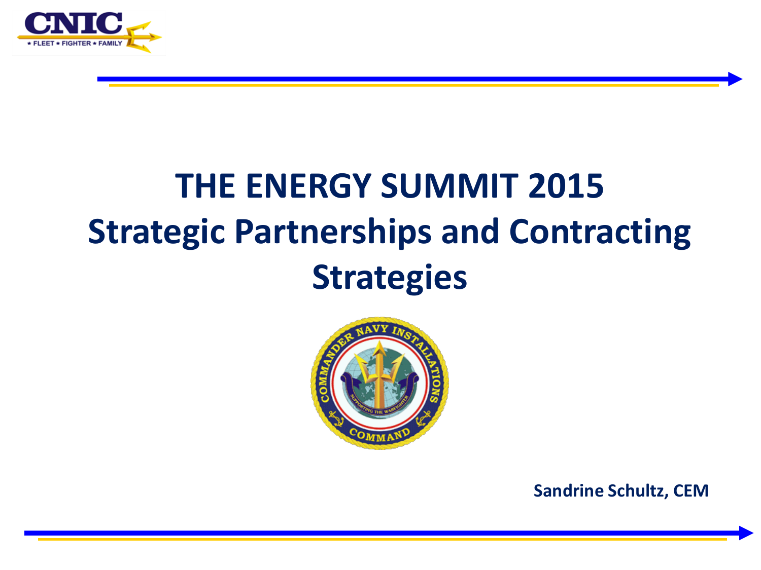# THE ENERGY SUMMIT 2015

## Strategic Partnerships and Contracting Strategies

**Sandrine Schultz, CEM**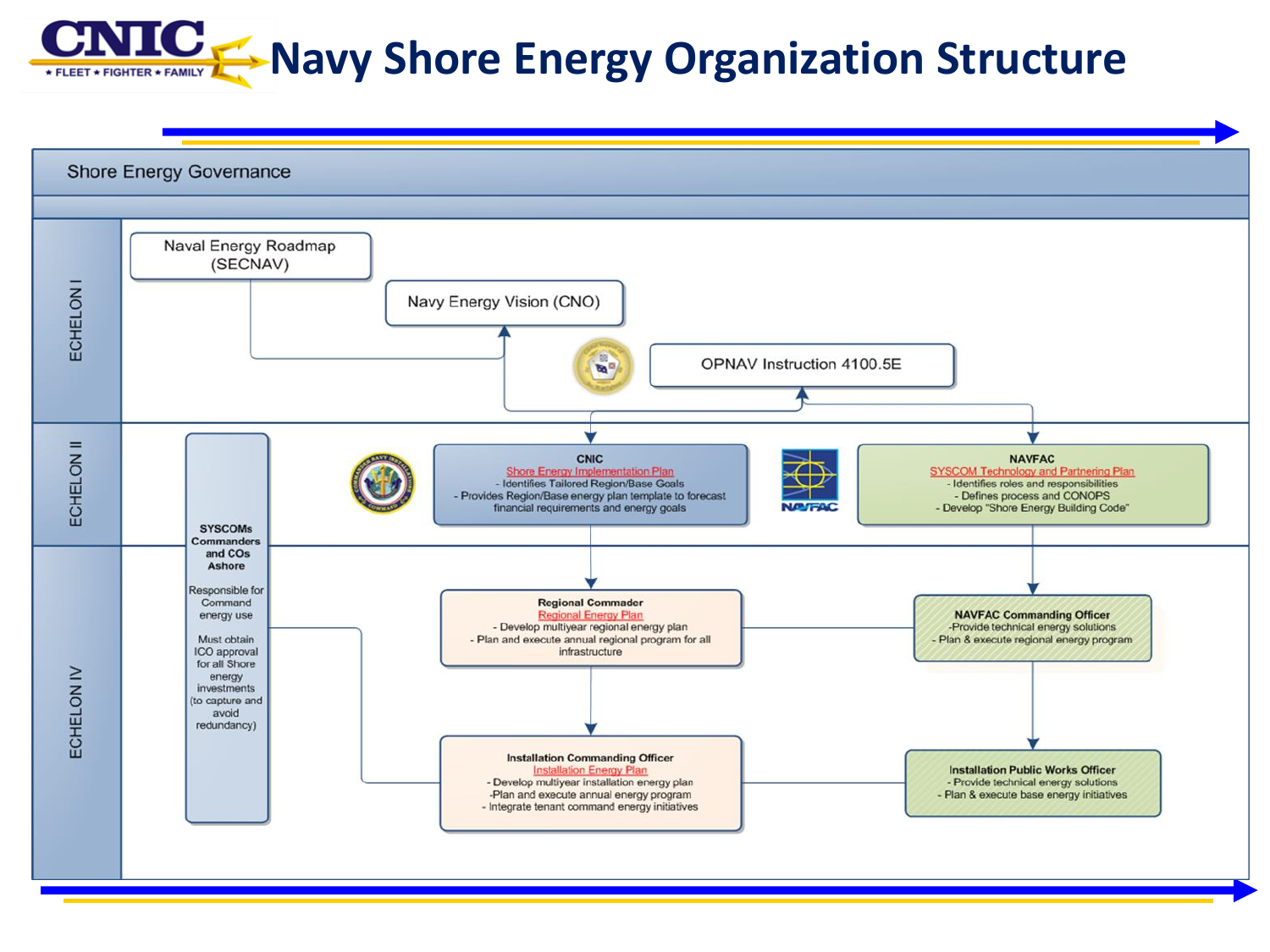# Navy Shore Energy Organization Structure

## Shore Energy Governance

### ECHELON I

- Naval Energy Roadmap (SECNAV)
- Navy Energy Vision (CNO)
- OPNAV Instruction 4100.5E

### ECHELON II

**CNIC**
Shore Energy Implementation Plan
- Identifies Tailored Region/Base Goals
- Provides Region/Base energy plan template to forecast financial requirements and energy goals

**NAVFAC**
SYSCOM Technology and Partnering Plan
- Identifies roles and responsibilities
- Defines process and CONOPS
- Develop "Shore Energy Building Code"

**SYSCOMs Commanders and COs Ashore**

Responsible for Command energy use

Must obtain ICO approval for all Shore energy investments (to capture and avoid redundancy)

### ECHELON IV

**Regional Commander**
Regional Energy Plan
- Develop multiyear regional energy plan
- Plan and execute annual regional program for all infrastructure

**NAVFAC Commanding Officer**
- Provide technical energy solutions
- Plan & execute regional energy program

**Installation Commanding Officer**
Installation Energy Plan
- Develop multiyear installation energy plan
- Plan and execute annual energy program
- Integrate tenant command energy initiatives

**Installation Public Works Officer**
- Provide technical energy solutions
- Plan & execute base energy initiatives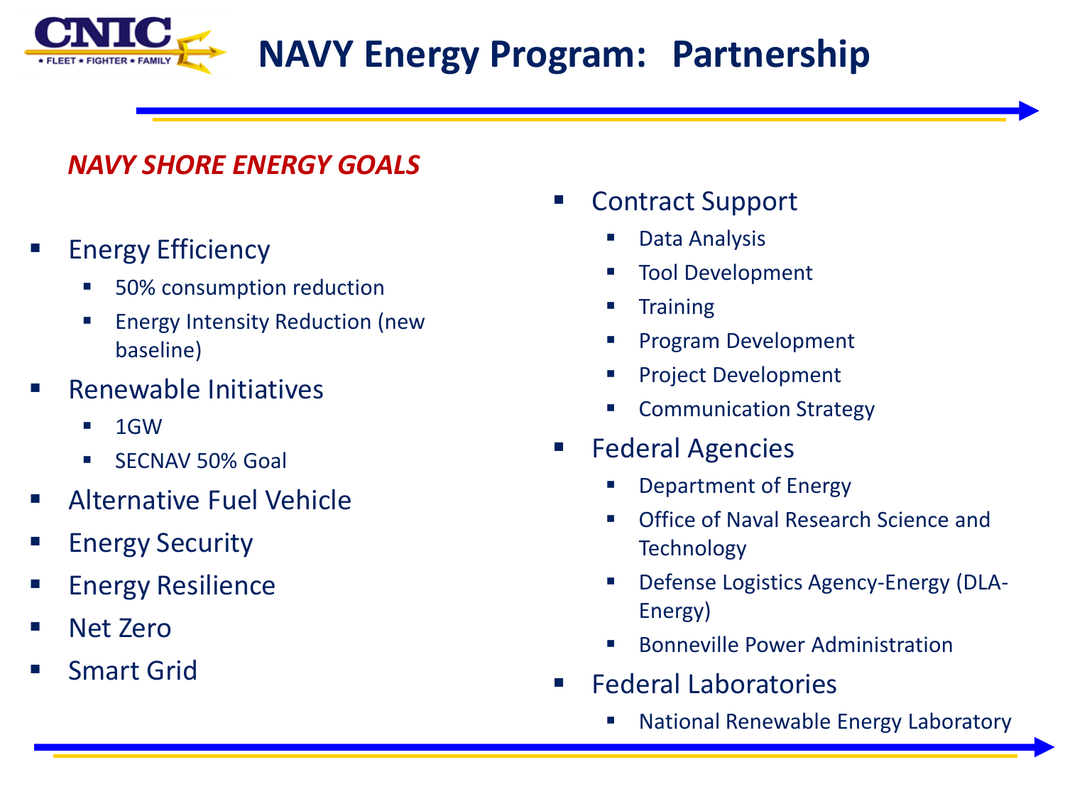# NAVY Energy Program: Partnership

*NAVY SHORE ENERGY GOALS*

- Energy Efficiency
  - 50% consumption reduction
  - Energy Intensity Reduction (new baseline)
- Renewable Initiatives
  - 1GW
  - SECNAV 50% Goal
- Alternative Fuel Vehicle
- Energy Security
- Energy Resilience
- Net Zero
- Smart Grid

- Contract Support
  - Data Analysis
  - Tool Development
  - Training
  - Program Development
  - Project Development
  - Communication Strategy
- Federal Agencies
  - Department of Energy
  - Office of Naval Research Science and Technology
  - Defense Logistics Agency-Energy (DLA-Energy)
  - Bonneville Power Administration
- Federal Laboratories
  - National Renewable Energy Laboratory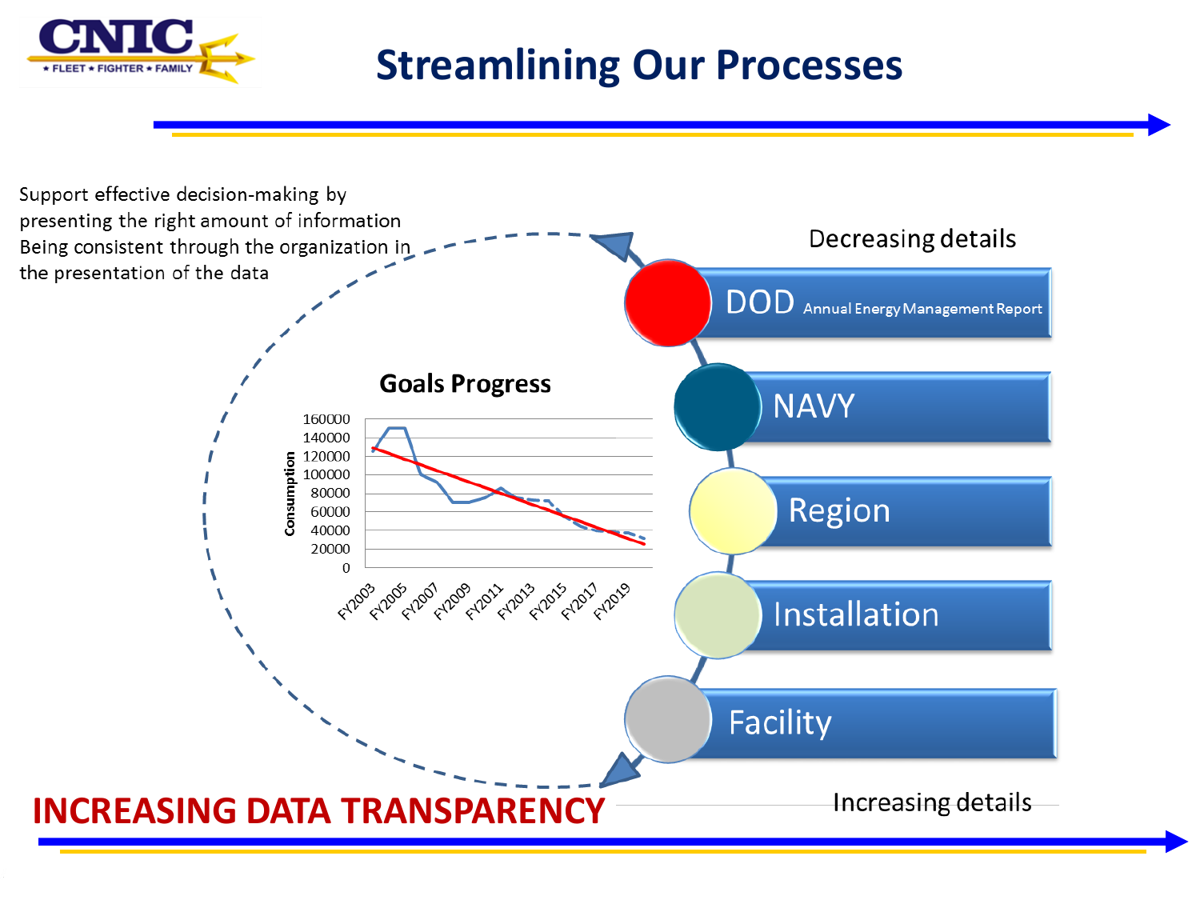# Streamlining Our Processes

Support effective decision-making by presenting the right amount of information

Being consistent through the organization in the presentation of the data

**Goals Progress**

Consumption

160000
140000
120000
100000
80000
60000
40000
20000
0

FY2003 FY2005 FY2007 FY2009 FY2011 FY2013 FY2015 FY2017 FY2019

Decreasing details

- DOD Annual Energy Management Report
- NAVY
- Region
- Installation
- Facility

Increasing details

**INCREASING DATA TRANSPARENCY**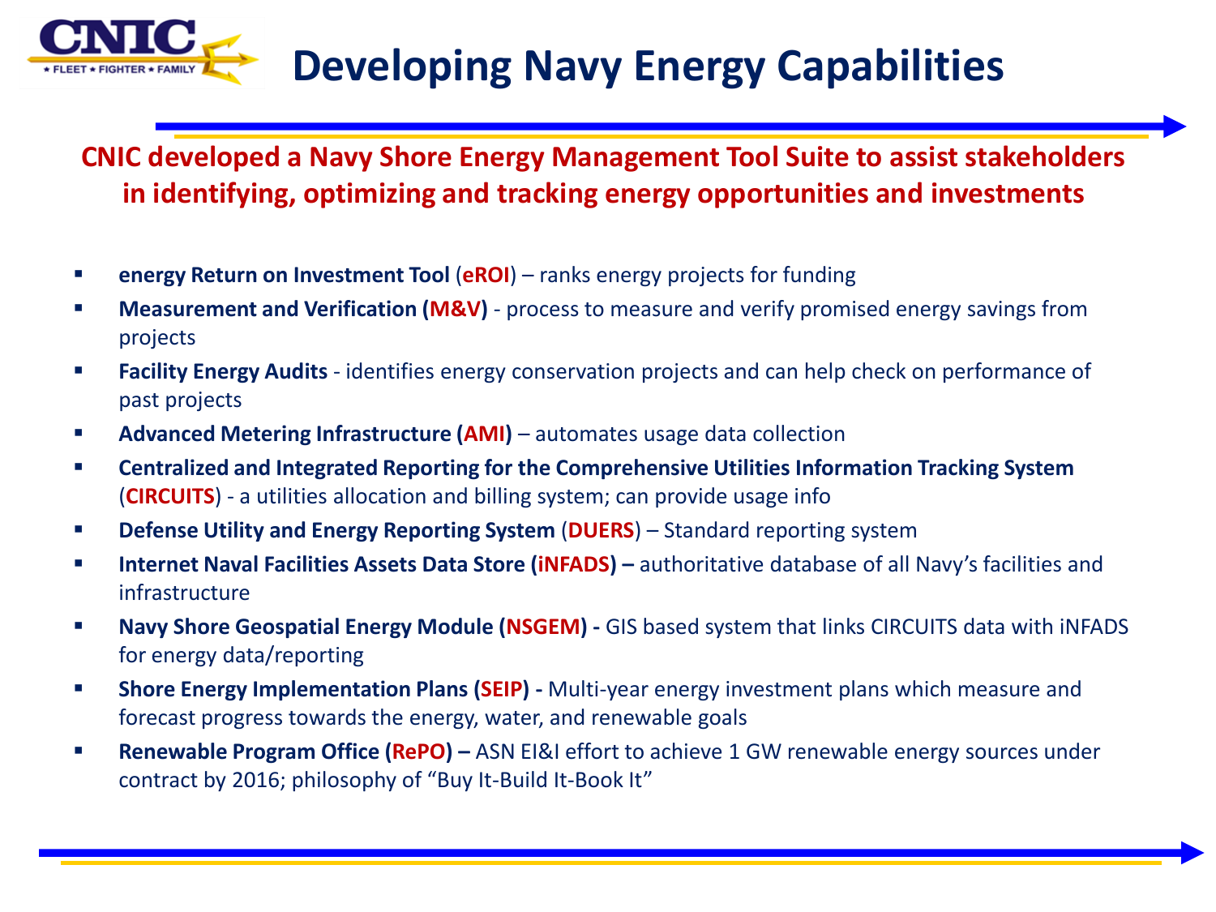# Developing Navy Energy Capabilities

**CNIC developed a Navy Shore Energy Management Tool Suite to assist stakeholders in identifying, optimizing and tracking energy opportunities and investments**

- **energy Return on Investment Tool** (**eROI**) – ranks energy projects for funding
- **Measurement and Verification (M&V)** - process to measure and verify promised energy savings from projects
- **Facility Energy Audits** - identifies energy conservation projects and can help check on performance of past projects
- **Advanced Metering Infrastructure (AMI)** – automates usage data collection
- **Centralized and Integrated Reporting for the Comprehensive Utilities Information Tracking System** (**CIRCUITS**) - a utilities allocation and billing system; can provide usage info
- **Defense Utility and Energy Reporting System** (**DUERS**) – Standard reporting system
- **Internet Naval Facilities Assets Data Store (iNFADS) –** authoritative database of all Navy's facilities and infrastructure
- **Navy Shore Geospatial Energy Module (NSGEM) -** GIS based system that links CIRCUITS data with iNFADS for energy data/reporting
- **Shore Energy Implementation Plans (SEIP) -** Multi-year energy investment plans which measure and forecast progress towards the energy, water, and renewable goals
- **Renewable Program Office (RePO) –** ASN EI&I effort to achieve 1 GW renewable energy sources under contract by 2016; philosophy of "Buy It-Build It-Book It"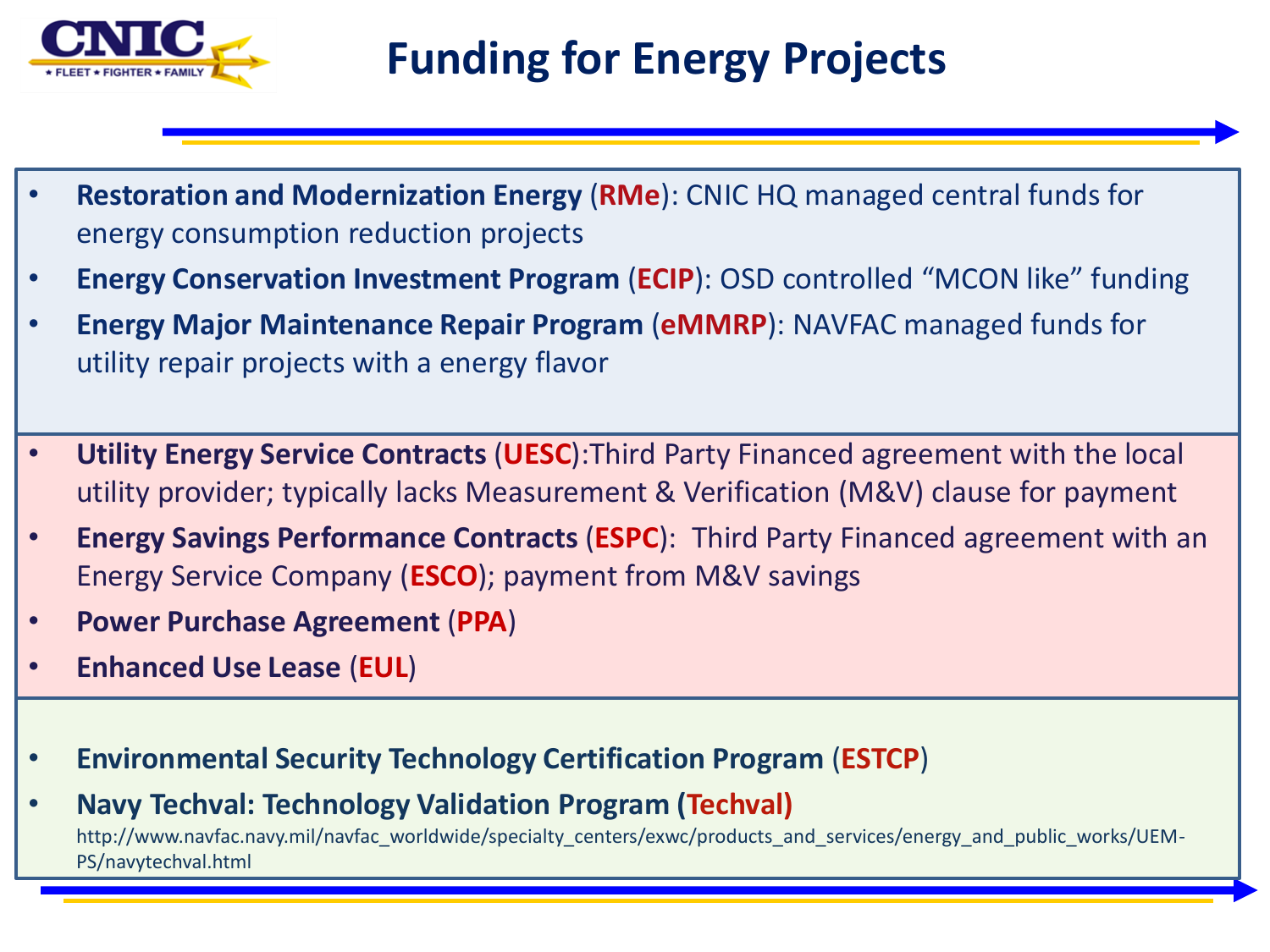# Funding for Energy Projects

- **Restoration and Modernization Energy (RMe)**: CNIC HQ managed central funds for energy consumption reduction projects
- **Energy Conservation Investment Program (ECIP)**: OSD controlled "MCON like" funding
- **Energy Major Maintenance Repair Program (eMMRP)**: NAVFAC managed funds for utility repair projects with a energy flavor

- **Utility Energy Service Contracts (UESC)**:Third Party Financed agreement with the local utility provider; typically lacks Measurement & Verification (M&V) clause for payment
- **Energy Savings Performance Contracts (ESPC)**: Third Party Financed agreement with an Energy Service Company (**ESCO**); payment from M&V savings
- **Power Purchase Agreement (PPA)**
- **Enhanced Use Lease (EUL)**

- **Environmental Security Technology Certification Program (ESTCP)**
- **Navy Techval: Technology Validation Program (Techval)**
  http://www.navfac.navy.mil/navfac_worldwide/specialty_centers/exwc/products_and_services/energy_and_public_works/UEM-PS/navytechval.html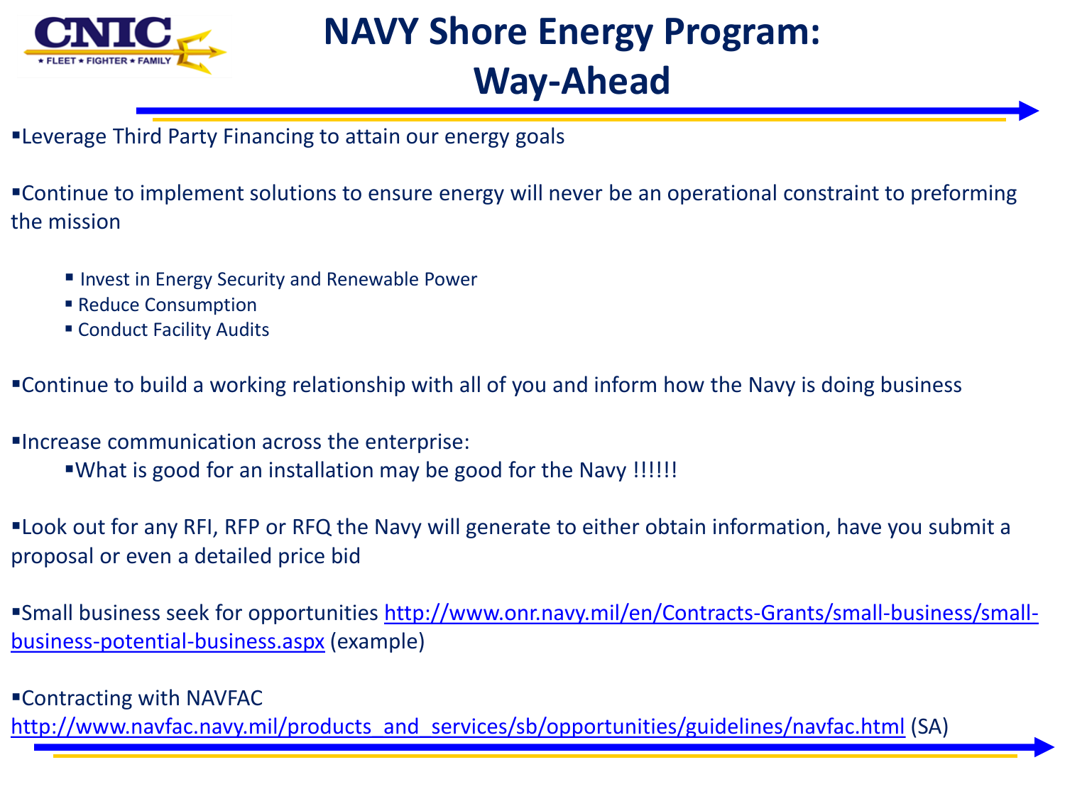# NAVY Shore Energy Program: Way-Ahead

- Leverage Third Party Financing to attain our energy goals

- Continue to implement solutions to ensure energy will never be an operational constraint to preforming the mission
  - Invest in Energy Security and Renewable Power
  - Reduce Consumption
  - Conduct Facility Audits

- Continue to build a working relationship with all of you and inform how the Navy is doing business

- Increase communication across the enterprise:
  - What is good for an installation may be good for the Navy !!!!!!

- Look out for any RFI, RFP or RFQ the Navy will generate to either obtain information, have you submit a proposal or even a detailed price bid

- Small business seek for opportunities http://www.onr.navy.mil/en/Contracts-Grants/small-business/small-business-potential-business.aspx (example)

- Contracting with NAVFAC http://www.navfac.navy.mil/products_and_services/sb/opportunities/guidelines/navfac.html (SA)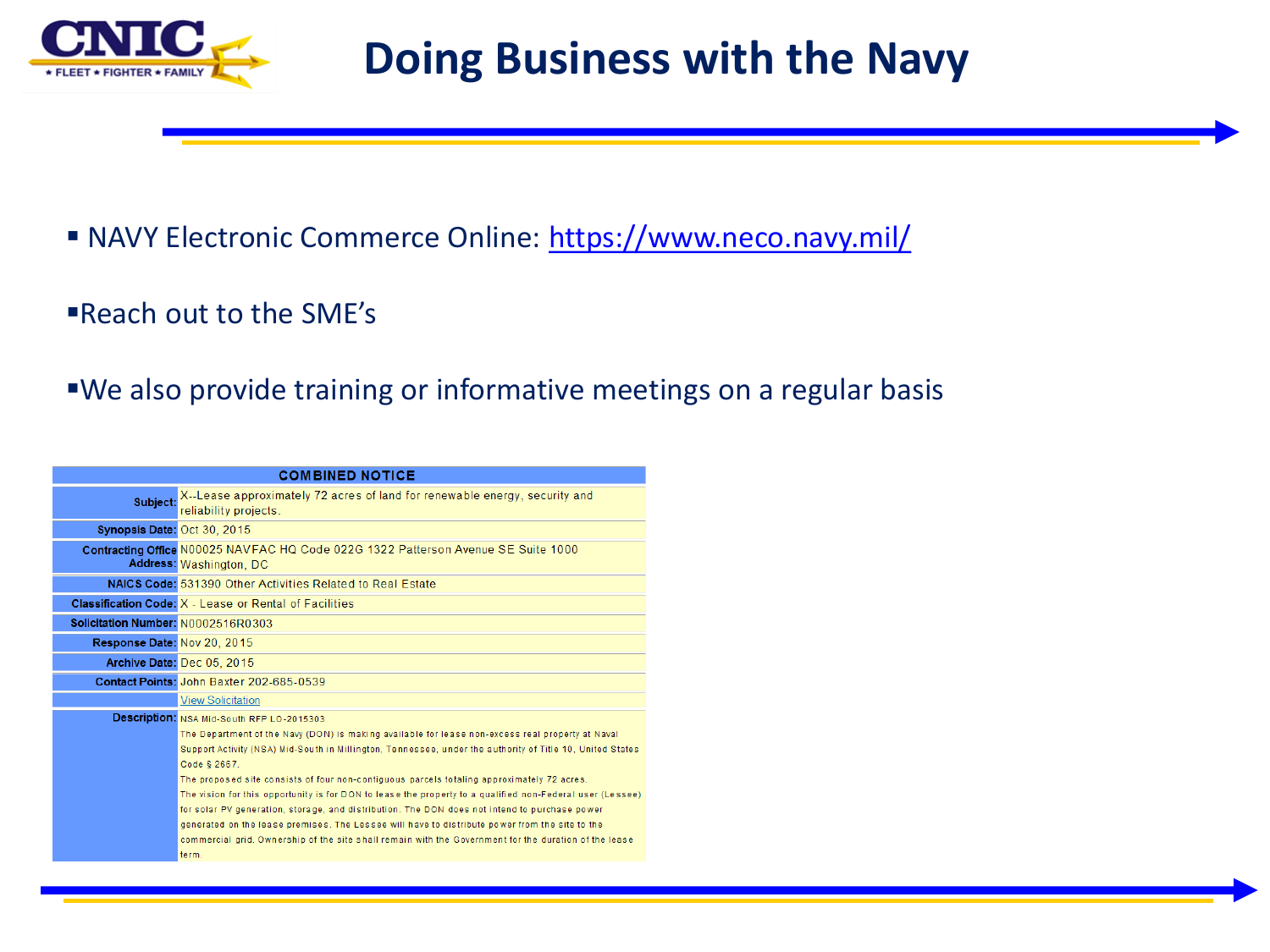# Doing Business with the Navy

- NAVY Electronic Commerce Online: https://www.neco.navy.mil/
- Reach out to the SME's
- We also provide training or informative meetings on a regular basis

| COMBINED NOTICE | |
|---|---|
| Subject: | X--Lease approximately 72 acres of land for renewable energy, security and reliability projects. |
| Synopsis Date: | Oct 30, 2015 |
| Contracting Office Address: | N00025 NAVFAC HQ Code 022G 1322 Patterson Avenue SE Suite 1000 Washington, DC |
| NAICS Code: | 531390 Other Activities Related to Real Estate |
| Classification Code: | X - Lease or Rental of Facilities |
| Solicitation Number: | N0002516R0303 |
| Response Date: | Nov 20, 2015 |
| Archive Date: | Dec 05, 2015 |
| Contact Points: | John Baxter 202-685-0539 |
| | View Solicitation |
| Description: | NSA Mid-South RFP LO-2015303<br>The Department of the Navy (DON) is making available for lease non-excess real property at Naval Support Activity (NSA) Mid-South in Millington, Tennessee, under the authority of Title 10, United States Code § 2667.<br>The proposed site consists of four non-contiguous parcels totaling approximately 72 acres.<br>The vision for this opportunity is for DON to lease the property to a qualified non-Federal user (Lessee) for solar PV generation, storage, and distribution. The DON does not intend to purchase power generated on the lease premises. The Lessee will have to distribute power from the site to the commercial grid. Ownership of the site shall remain with the Government for the duration of the lease term. |